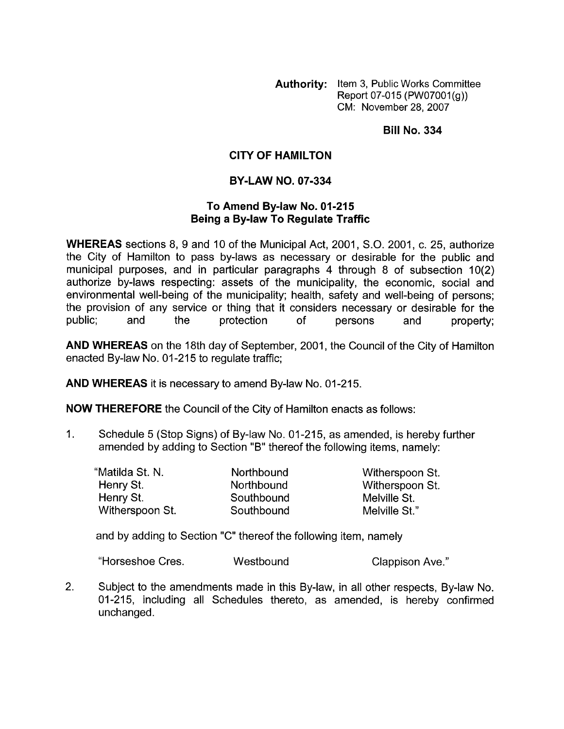**Authority:** Item 3, Public Works Committee
Report 07-015 (PW07001(g))
CM: November 28, 2007

**Bill No. 334**

# CITY OF HAMILTON

## BY-LAW NO. 07-334

### To Amend By-law No. 01-215 Being a By-law To Regulate Traffic

**WHEREAS** sections 8, 9 and 10 of the Municipal Act, 2001, S.O. 2001, c. 25, authorize the City of Hamilton to pass by-laws as necessary or desirable for the public and municipal purposes, and in particular paragraphs 4 through 8 of subsection 10(2) authorize by-laws respecting: assets of the municipality, the economic, social and environmental well-being of the municipality; health, safety and well-being of persons; the provision of any service or thing that it considers necessary or desirable for the public; and the protection of persons and property;

**AND WHEREAS** on the 18th day of September, 2001, the Council of the City of Hamilton enacted By-law No. 01-215 to regulate traffic;

**AND WHEREAS** it is necessary to amend By-law No. 01-215.

**NOW THEREFORE** the Council of the City of Hamilton enacts as follows:

1. Schedule 5 (Stop Signs) of By-law No. 01-215, as amended, is hereby further amended by adding to Section "B" thereof the following items, namely:

| | | |
|---|---|---|
| "Matilda St. N. | Northbound | Witherspoon St. |
| Henry St. | Northbound | Witherspoon St. |
| Henry St. | Southbound | Melville St. |
| Witherspoon St. | Southbound | Melville St." |

and by adding to Section "C" thereof the following item, namely

| | | |
|---|---|---|
| "Horseshoe Cres. | Westbound | Clappison Ave." |

2. Subject to the amendments made in this By-law, in all other respects, By-law No. 01-215, including all Schedules thereto, as amended, is hereby confirmed unchanged.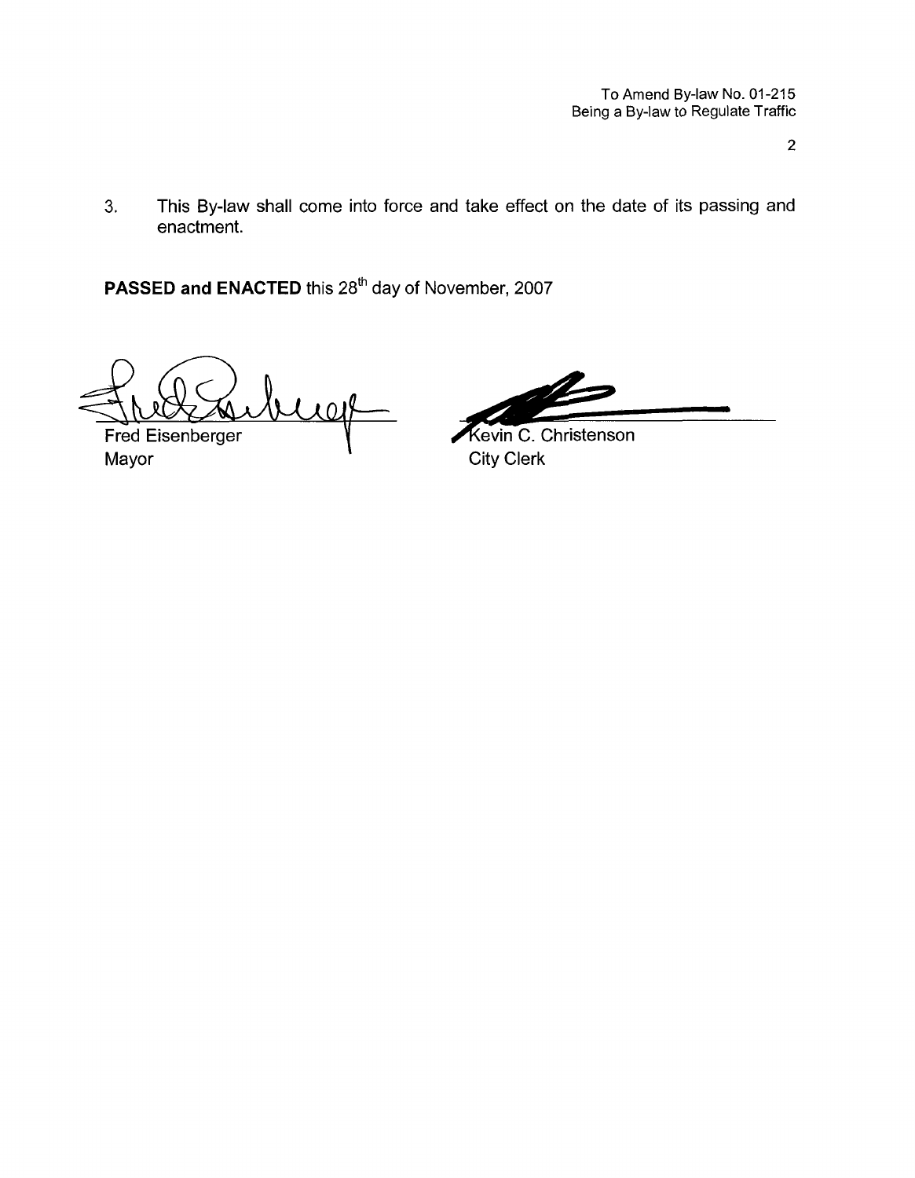3. This By-law shall come into force and take effect on the date of its passing and enactment.

**PASSED and ENACTED** this 28th day of November, 2007

Fred Eisenberger
Mayor

Kevin C. Christenson
City Clerk